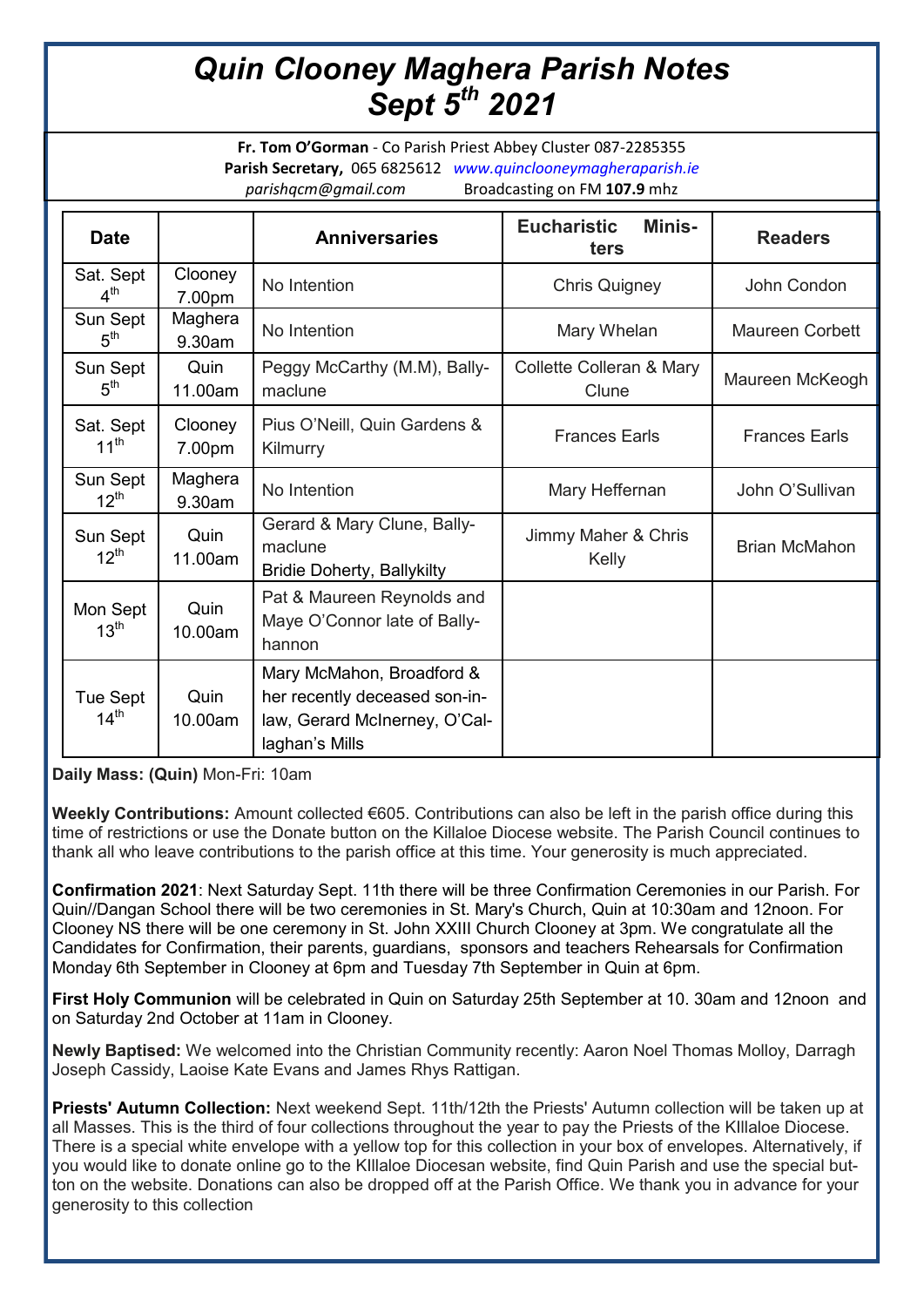# *Quin Clooney Maghera Parish Notes Sept 5th 2021*

**Fr. Tom O'Gorman** - Co Parish Priest Abbey Cluster 087-2285355
**Parish Secretary,** 065 6825612 *www.quinclooneymagheraparish.ie*
*parishqcm@gmail.com* Broadcasting on FM **107.9** mhz

| Date | | Anniversaries | Eucharistic Ministers | Readers |
|---|---|---|---|---|
| Sat. Sept 4th | Clooney 7.00pm | No Intention | Chris Quigney | John Condon |
| Sun Sept 5th | Maghera 9.30am | No Intention | Mary Whelan | Maureen Corbett |
| Sun Sept 5th | Quin 11.00am | Peggy McCarthy (M.M), Ballymaclune | Collette Colleran & Mary Clune | Maureen McKeogh |
| Sat. Sept 11th | Clooney 7.00pm | Pius O'Neill, Quin Gardens & Kilmurry | Frances Earls | Frances Earls |
| Sun Sept 12th | Maghera 9.30am | No Intention | Mary Heffernan | John O'Sullivan |
| Sun Sept 12th | Quin 11.00am | Gerard & Mary Clune, Ballymaclune<br>Bridie Doherty, Ballykilty | Jimmy Maher & Chris Kelly | Brian McMahon |
| Mon Sept 13th | Quin 10.00am | Pat & Maureen Reynolds and Maye O'Connor late of Ballyhannon | | |
| Tue Sept 14th | Quin 10.00am | Mary McMahon, Broadford & her recently deceased son-in-law, Gerard McInerney, O'Callaghan's Mills | | |

**Daily Mass: (Quin)** Mon-Fri: 10am

**Weekly Contributions:** Amount collected €605. Contributions can also be left in the parish office during this time of restrictions or use the Donate button on the Killaloe Diocese website. The Parish Council continues to thank all who leave contributions to the parish office at this time. Your generosity is much appreciated.

**Confirmation 2021**: Next Saturday Sept. 11th there will be three Confirmation Ceremonies in our Parish. For Quin//Dangan School there will be two ceremonies in St. Mary's Church, Quin at 10:30am and 12noon. For Clooney NS there will be one ceremony in St. John XXIII Church Clooney at 3pm. We congratulate all the Candidates for Confirmation, their parents, guardians, sponsors and teachers Rehearsals for Confirmation Monday 6th September in Clooney at 6pm and Tuesday 7th September in Quin at 6pm.

**First Holy Communion** will be celebrated in Quin on Saturday 25th September at 10. 30am and 12noon and on Saturday 2nd October at 11am in Clooney.

**Newly Baptised:** We welcomed into the Christian Community recently: Aaron Noel Thomas Molloy, Darragh Joseph Cassidy, Laoise Kate Evans and James Rhys Rattigan.

**Priests' Autumn Collection:** Next weekend Sept. 11th/12th the Priests' Autumn collection will be taken up at all Masses. This is the third of four collections throughout the year to pay the Priests of the KIllaloe Diocese. There is a special white envelope with a yellow top for this collection in your box of envelopes. Alternatively, if you would like to donate online go to the KIllaloe Diocesan website, find Quin Parish and use the special button on the website. Donations can also be dropped off at the Parish Office. We thank you in advance for your generosity to this collection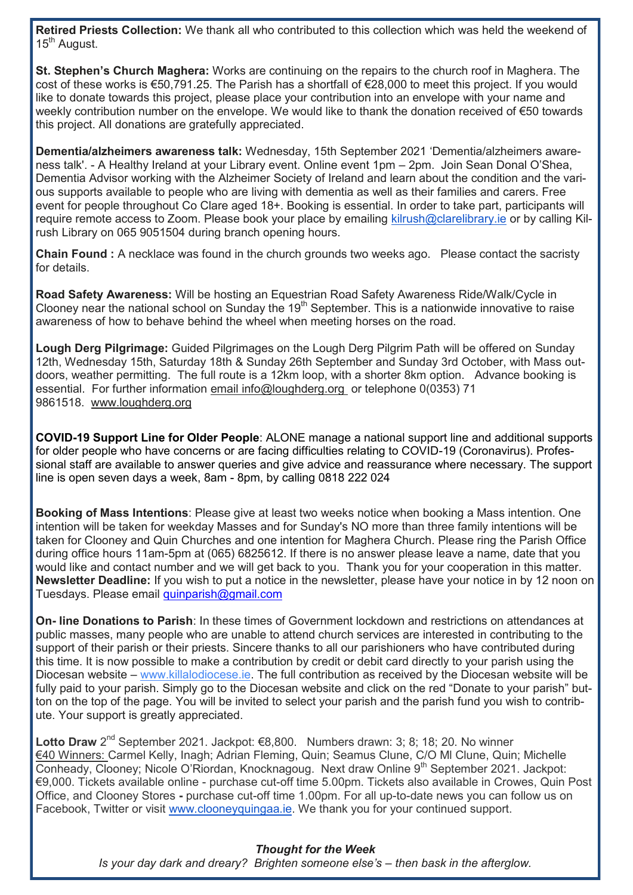**Retired Priests Collection:** We thank all who contributed to this collection which was held the weekend of 15th August.

**St. Stephen's Church Maghera:** Works are continuing on the repairs to the church roof in Maghera. The cost of these works is €50,791.25. The Parish has a shortfall of €28,000 to meet this project. If you would like to donate towards this project, please place your contribution into an envelope with your name and weekly contribution number on the envelope. We would like to thank the donation received of €50 towards this project. All donations are gratefully appreciated.

**Dementia/alzheimers awareness talk:** Wednesday, 15th September 2021 'Dementia/alzheimers awareness talk'. - A Healthy Ireland at your Library event. Online event 1pm – 2pm. Join Sean Donal O'Shea, Dementia Advisor working with the Alzheimer Society of Ireland and learn about the condition and the various supports available to people who are living with dementia as well as their families and carers. Free event for people throughout Co Clare aged 18+. Booking is essential. In order to take part, participants will require remote access to Zoom. Please book your place by emailing kilrush@clarelibrary.ie or by calling Kilrush Library on 065 9051504 during branch opening hours.

**Chain Found :** A necklace was found in the church grounds two weeks ago. Please contact the sacristy for details.

**Road Safety Awareness:** Will be hosting an Equestrian Road Safety Awareness Ride/Walk/Cycle in Clooney near the national school on Sunday the 19th September. This is a nationwide innovative to raise awareness of how to behave behind the wheel when meeting horses on the road.

**Lough Derg Pilgrimage:** Guided Pilgrimages on the Lough Derg Pilgrim Path will be offered on Sunday 12th, Wednesday 15th, Saturday 18th & Sunday 26th September and Sunday 3rd October, with Mass outdoors, weather permitting. The full route is a 12km loop, with a shorter 8km option. Advance booking is essential. For further information email info@loughderg.org or telephone 0(0353) 71 9861518. www.loughderg.org

**COVID-19 Support Line for Older People**: ALONE manage a national support line and additional supports for older people who have concerns or are facing difficulties relating to COVID-19 (Coronavirus). Professional staff are available to answer queries and give advice and reassurance where necessary. The support line is open seven days a week, 8am - 8pm, by calling 0818 222 024

**Booking of Mass Intentions**: Please give at least two weeks notice when booking a Mass intention. One intention will be taken for weekday Masses and for Sunday's NO more than three family intentions will be taken for Clooney and Quin Churches and one intention for Maghera Church. Please ring the Parish Office during office hours 11am-5pm at (065) 6825612. If there is no answer please leave a name, date that you would like and contact number and we will get back to you. Thank you for your cooperation in this matter.
**Newsletter Deadline:** If you wish to put a notice in the newsletter, please have your notice in by 12 noon on Tuesdays. Please email quinparish@gmail.com

**On- line Donations to Parish**: In these times of Government lockdown and restrictions on attendances at public masses, many people who are unable to attend church services are interested in contributing to the support of their parish or their priests. Sincere thanks to all our parishioners who have contributed during this time. It is now possible to make a contribution by credit or debit card directly to your parish using the Diocesan website – www.killalodiocese.ie. The full contribution as received by the Diocesan website will be fully paid to your parish. Simply go to the Diocesan website and click on the red "Donate to your parish" button on the top of the page. You will be invited to select your parish and the parish fund you wish to contribute. Your support is greatly appreciated.

**Lotto Draw** 2nd September 2021. Jackpot: €8,800. Numbers drawn: 3; 8; 18; 20. No winner
€40 Winners: Carmel Kelly, Inagh; Adrian Fleming, Quin; Seamus Clune, C/O Ml Clune, Quin; Michelle Conheady, Clooney; Nicole O'Riordan, Knocknagoug. Next draw Online 9th September 2021. Jackpot: €9,000. Tickets available online - purchase cut-off time 5.00pm. Tickets also available in Crowes, Quin Post Office, and Clooney Stores **-** purchase cut-off time 1.00pm. For all up-to-date news you can follow us on Facebook, Twitter or visit www.clooneyquingaa.ie. We thank you for your continued support.

***Thought for the Week***

*Is your day dark and dreary? Brighten someone else's – then bask in the afterglow.*